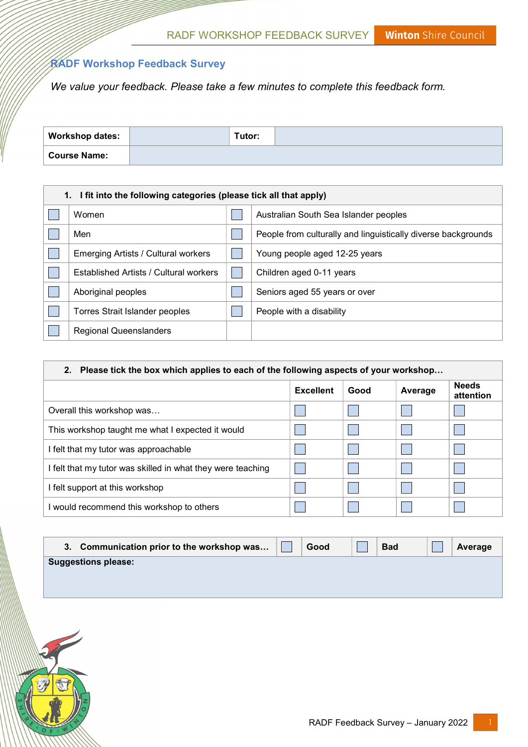## RADF Workshop Feedback Survey

*We value your feedback. Please take a few minutes to complete this feedback form.*

| **Workshop dates:** | | **Tutor:** | |
|---|---|---|---|
| **Course Name:** | | | |

| **1. I fit into the following categories (please tick all that apply)** | | | |
|---|---|---|---|
| ☐ | Women | ☐ | Australian South Sea Islander peoples |
| ☐ | Men | ☐ | People from culturally and linguistically diverse backgrounds |
| ☐ | Emerging Artists / Cultural workers | ☐ | Young people aged 12-25 years |
| ☐ | Established Artists / Cultural workers | ☐ | Children aged 0-11 years |
| ☐ | Aboriginal peoples | ☐ | Seniors aged 55 years or over |
| ☐ | Torres Strait Islander peoples | ☐ | People with a disability |
| ☐ | Regional Queenslanders | | |

**2. Please tick the box which applies to each of the following aspects of your workshop…**

| | **Excellent** | **Good** | **Average** | **Needs attention** |
|---|---|---|---|---|
| Overall this workshop was… | ☐ | ☐ | ☐ | ☐ |
| This workshop taught me what I expected it would | ☐ | ☐ | ☐ | ☐ |
| I felt that my tutor was approachable | ☐ | ☐ | ☐ | ☐ |
| I felt that my tutor was skilled in what they were teaching | ☐ | ☐ | ☐ | ☐ |
| I felt support at this workshop | ☐ | ☐ | ☐ | ☐ |
| I would recommend this workshop to others | ☐ | ☐ | ☐ | ☐ |

| **3. Communication prior to the workshop was…** | ☐ | **Good** | ☐ | **Bad** | ☐ | **Average** |
|---|---|---|---|---|---|---|
| **Suggestions please:** | | | | | | |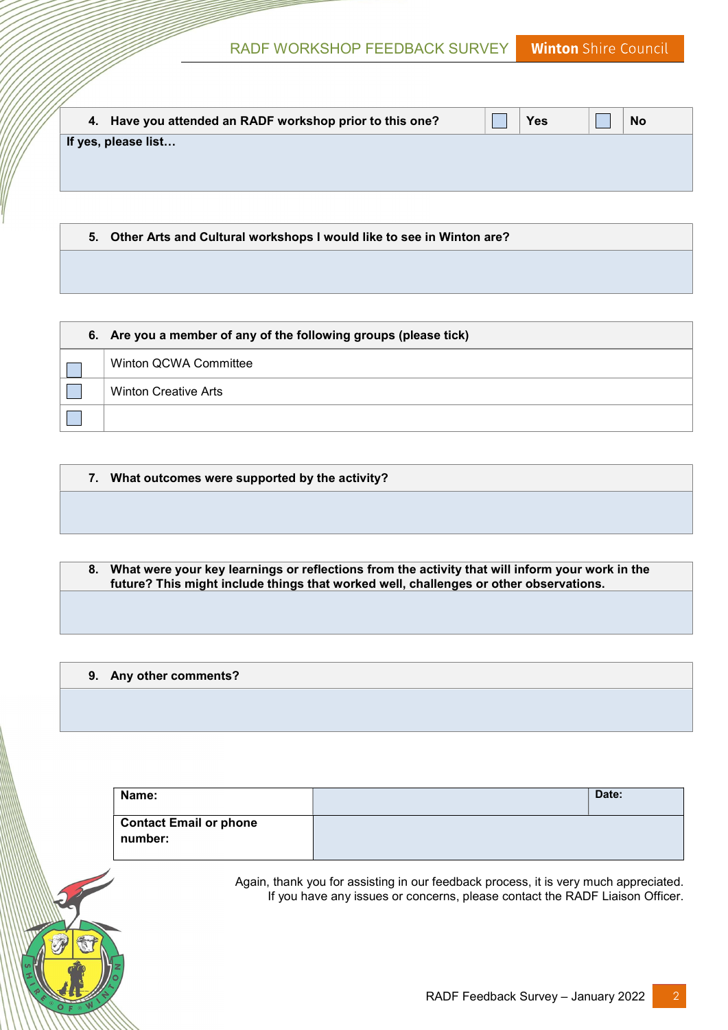| 4. Have you attended an RADF workshop prior to this one? | ☐ | Yes | ☐ | No |
|---|---|---|---|---|
| If yes, please list… | | | | |

| 5. Other Arts and Cultural workshops I would like to see in Winton are? |
|---|
| |

| 6. Are you a member of any of the following groups (please tick) | |
|---|---|
| ☐ | Winton QCWA Committee |
| ☐ | Winton Creative Arts |
| ☐ | |

| 7. What outcomes were supported by the activity? |
|---|
| |

| 8. What were your key learnings or reflections from the activity that will inform your work in the future? This might include things that worked well, challenges or other observations. |
|---|
| |

| 9. Any other comments? |
|---|
| |

| | | |
|---|---|---|
| **Name:** | | **Date:** |
| **Contact Email or phone number:** | | |

Again, thank you for assisting in our feedback process, it is very much appreciated.
If you have any issues or concerns, please contact the RADF Liaison Officer.